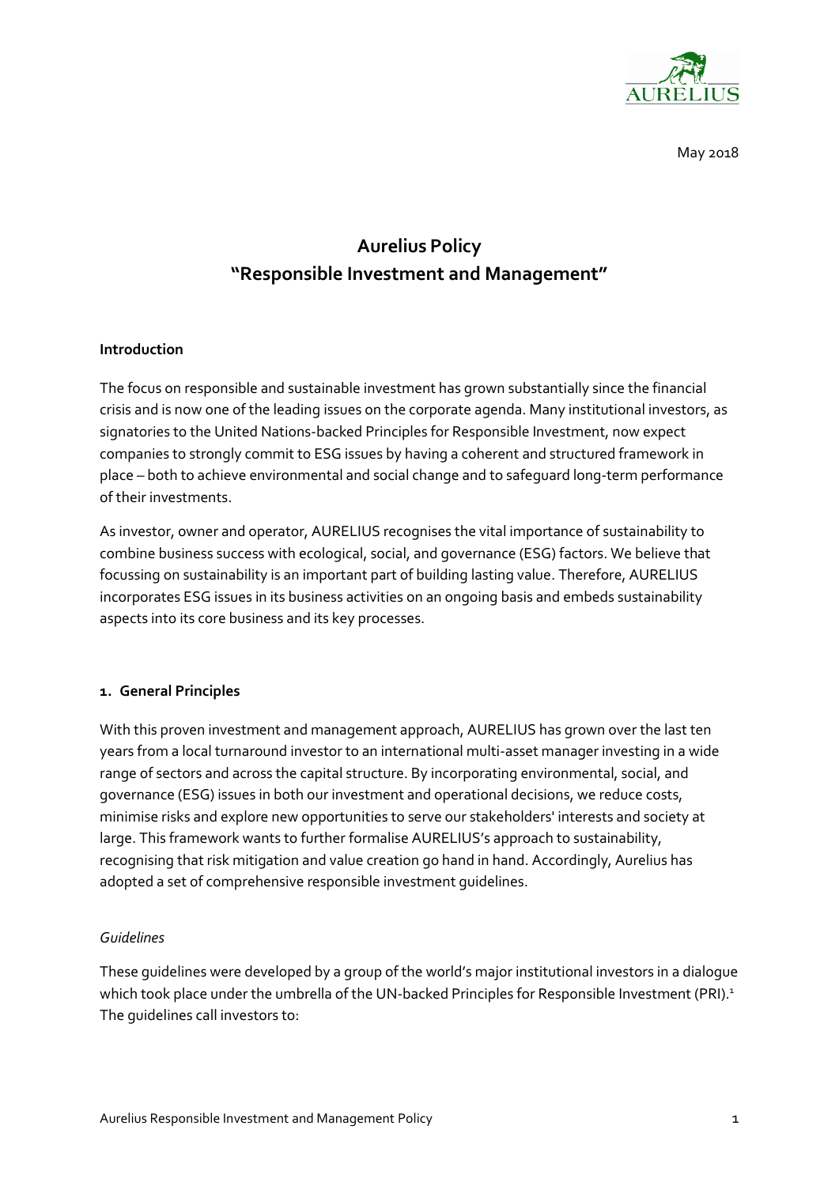May 2018

# Aurelius Policy
# "Responsible Investment and Management"

**Introduction**

The focus on responsible and sustainable investment has grown substantially since the financial crisis and is now one of the leading issues on the corporate agenda. Many institutional investors, as signatories to the United Nations-backed Principles for Responsible Investment, now expect companies to strongly commit to ESG issues by having a coherent and structured framework in place – both to achieve environmental and social change and to safeguard long-term performance of their investments.

As investor, owner and operator, AURELIUS recognises the vital importance of sustainability to combine business success with ecological, social, and governance (ESG) factors. We believe that focussing on sustainability is an important part of building lasting value. Therefore, AURELIUS incorporates ESG issues in its business activities on an ongoing basis and embeds sustainability aspects into its core business and its key processes.

**1. General Principles**

With this proven investment and management approach, AURELIUS has grown over the last ten years from a local turnaround investor to an international multi-asset manager investing in a wide range of sectors and across the capital structure. By incorporating environmental, social, and governance (ESG) issues in both our investment and operational decisions, we reduce costs, minimise risks and explore new opportunities to serve our stakeholders' interests and society at large. This framework wants to further formalise AURELIUS's approach to sustainability, recognising that risk mitigation and value creation go hand in hand. Accordingly, Aurelius has adopted a set of comprehensive responsible investment guidelines.

*Guidelines*

These guidelines were developed by a group of the world's major institutional investors in a dialogue which took place under the umbrella of the UN-backed Principles for Responsible Investment (PRI).[1] The guidelines call investors to: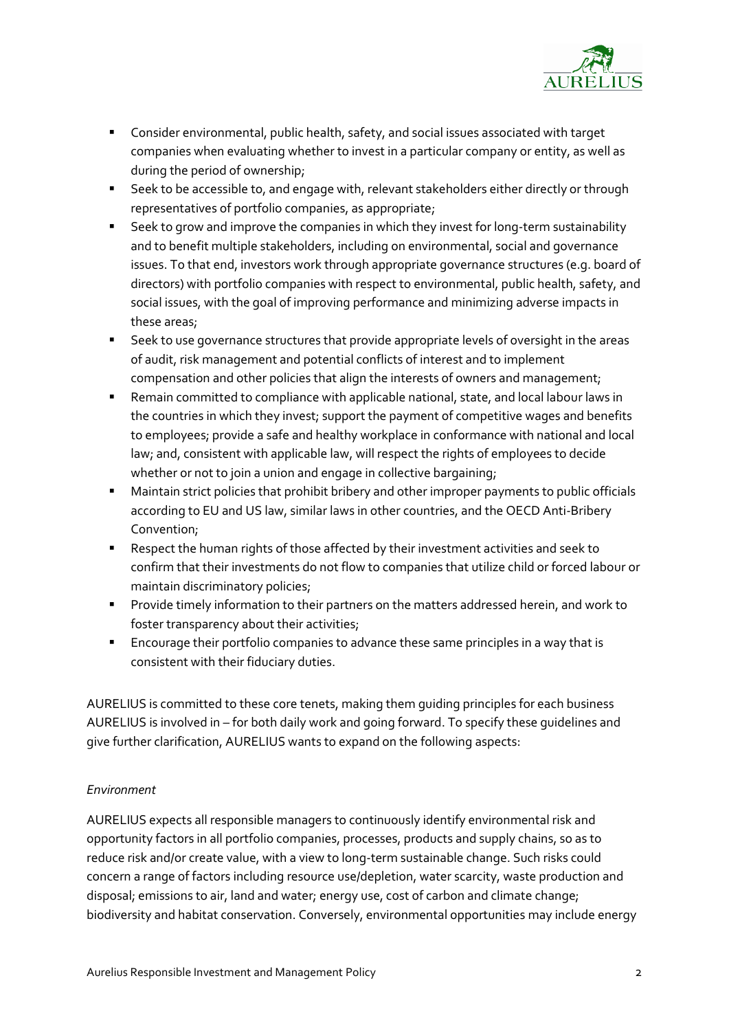- Consider environmental, public health, safety, and social issues associated with target companies when evaluating whether to invest in a particular company or entity, as well as during the period of ownership;
- Seek to be accessible to, and engage with, relevant stakeholders either directly or through representatives of portfolio companies, as appropriate;
- Seek to grow and improve the companies in which they invest for long-term sustainability and to benefit multiple stakeholders, including on environmental, social and governance issues. To that end, investors work through appropriate governance structures (e.g. board of directors) with portfolio companies with respect to environmental, public health, safety, and social issues, with the goal of improving performance and minimizing adverse impacts in these areas;
- Seek to use governance structures that provide appropriate levels of oversight in the areas of audit, risk management and potential conflicts of interest and to implement compensation and other policies that align the interests of owners and management;
- Remain committed to compliance with applicable national, state, and local labour laws in the countries in which they invest; support the payment of competitive wages and benefits to employees; provide a safe and healthy workplace in conformance with national and local law; and, consistent with applicable law, will respect the rights of employees to decide whether or not to join a union and engage in collective bargaining;
- Maintain strict policies that prohibit bribery and other improper payments to public officials according to EU and US law, similar laws in other countries, and the OECD Anti-Bribery Convention;
- Respect the human rights of those affected by their investment activities and seek to confirm that their investments do not flow to companies that utilize child or forced labour or maintain discriminatory policies;
- Provide timely information to their partners on the matters addressed herein, and work to foster transparency about their activities;
- Encourage their portfolio companies to advance these same principles in a way that is consistent with their fiduciary duties.

AURELIUS is committed to these core tenets, making them guiding principles for each business AURELIUS is involved in – for both daily work and going forward. To specify these guidelines and give further clarification, AURELIUS wants to expand on the following aspects:

*Environment*

AURELIUS expects all responsible managers to continuously identify environmental risk and opportunity factors in all portfolio companies, processes, products and supply chains, so as to reduce risk and/or create value, with a view to long-term sustainable change. Such risks could concern a range of factors including resource use/depletion, water scarcity, waste production and disposal; emissions to air, land and water; energy use, cost of carbon and climate change; biodiversity and habitat conservation. Conversely, environmental opportunities may include energy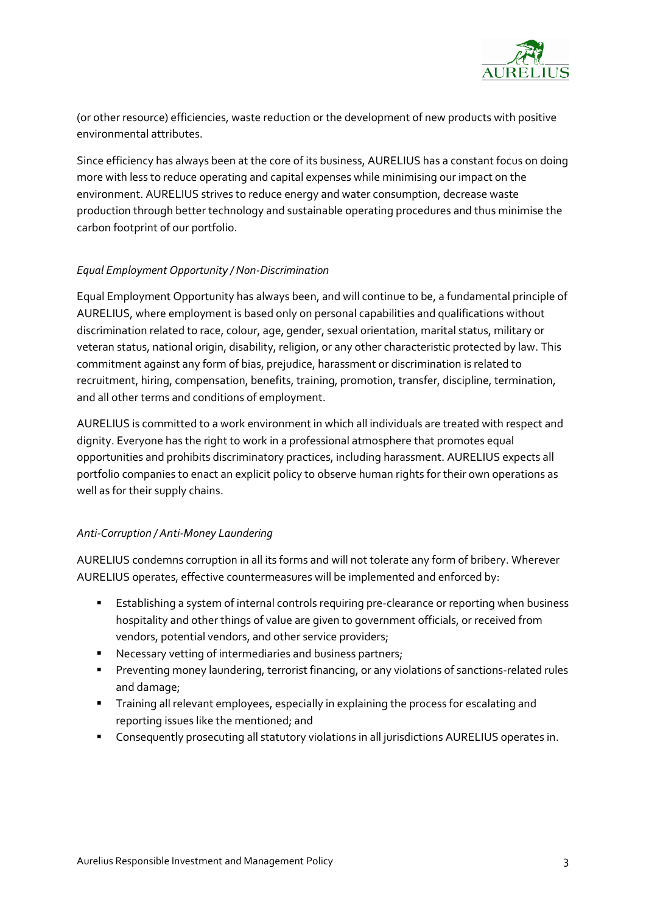(or other resource) efficiencies, waste reduction or the development of new products with positive environmental attributes.

Since efficiency has always been at the core of its business, AURELIUS has a constant focus on doing more with less to reduce operating and capital expenses while minimising our impact on the environment. AURELIUS strives to reduce energy and water consumption, decrease waste production through better technology and sustainable operating procedures and thus minimise the carbon footprint of our portfolio.

*Equal Employment Opportunity / Non-Discrimination*

Equal Employment Opportunity has always been, and will continue to be, a fundamental principle of AURELIUS, where employment is based only on personal capabilities and qualifications without discrimination related to race, colour, age, gender, sexual orientation, marital status, military or veteran status, national origin, disability, religion, or any other characteristic protected by law. This commitment against any form of bias, prejudice, harassment or discrimination is related to recruitment, hiring, compensation, benefits, training, promotion, transfer, discipline, termination, and all other terms and conditions of employment.

AURELIUS is committed to a work environment in which all individuals are treated with respect and dignity. Everyone has the right to work in a professional atmosphere that promotes equal opportunities and prohibits discriminatory practices, including harassment. AURELIUS expects all portfolio companies to enact an explicit policy to observe human rights for their own operations as well as for their supply chains.

*Anti-Corruption / Anti-Money Laundering*

AURELIUS condemns corruption in all its forms and will not tolerate any form of bribery. Wherever AURELIUS operates, effective countermeasures will be implemented and enforced by:

- Establishing a system of internal controls requiring pre-clearance or reporting when business hospitality and other things of value are given to government officials, or received from vendors, potential vendors, and other service providers;
- Necessary vetting of intermediaries and business partners;
- Preventing money laundering, terrorist financing, or any violations of sanctions-related rules and damage;
- Training all relevant employees, especially in explaining the process for escalating and reporting issues like the mentioned; and
- Consequently prosecuting all statutory violations in all jurisdictions AURELIUS operates in.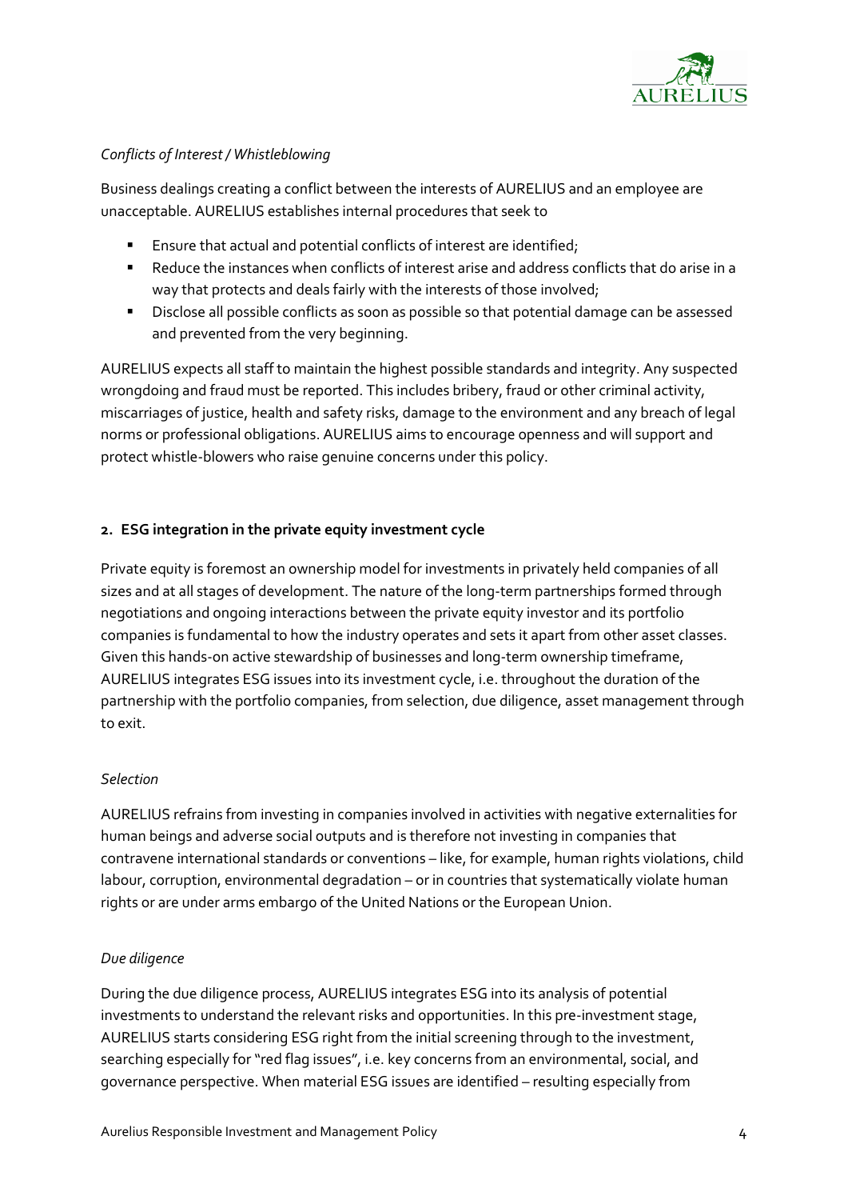*Conflicts of Interest / Whistleblowing*

Business dealings creating a conflict between the interests of AURELIUS and an employee are unacceptable. AURELIUS establishes internal procedures that seek to

- Ensure that actual and potential conflicts of interest are identified;
- Reduce the instances when conflicts of interest arise and address conflicts that do arise in a way that protects and deals fairly with the interests of those involved;
- Disclose all possible conflicts as soon as possible so that potential damage can be assessed and prevented from the very beginning.

AURELIUS expects all staff to maintain the highest possible standards and integrity. Any suspected wrongdoing and fraud must be reported. This includes bribery, fraud or other criminal activity, miscarriages of justice, health and safety risks, damage to the environment and any breach of legal norms or professional obligations. AURELIUS aims to encourage openness and will support and protect whistle-blowers who raise genuine concerns under this policy.

## 2. ESG integration in the private equity investment cycle

Private equity is foremost an ownership model for investments in privately held companies of all sizes and at all stages of development. The nature of the long-term partnerships formed through negotiations and ongoing interactions between the private equity investor and its portfolio companies is fundamental to how the industry operates and sets it apart from other asset classes. Given this hands-on active stewardship of businesses and long-term ownership timeframe, AURELIUS integrates ESG issues into its investment cycle, i.e. throughout the duration of the partnership with the portfolio companies, from selection, due diligence, asset management through to exit.

*Selection*

AURELIUS refrains from investing in companies involved in activities with negative externalities for human beings and adverse social outputs and is therefore not investing in companies that contravene international standards or conventions – like, for example, human rights violations, child labour, corruption, environmental degradation – or in countries that systematically violate human rights or are under arms embargo of the United Nations or the European Union.

*Due diligence*

During the due diligence process, AURELIUS integrates ESG into its analysis of potential investments to understand the relevant risks and opportunities. In this pre-investment stage, AURELIUS starts considering ESG right from the initial screening through to the investment, searching especially for "red flag issues", i.e. key concerns from an environmental, social, and governance perspective. When material ESG issues are identified – resulting especially from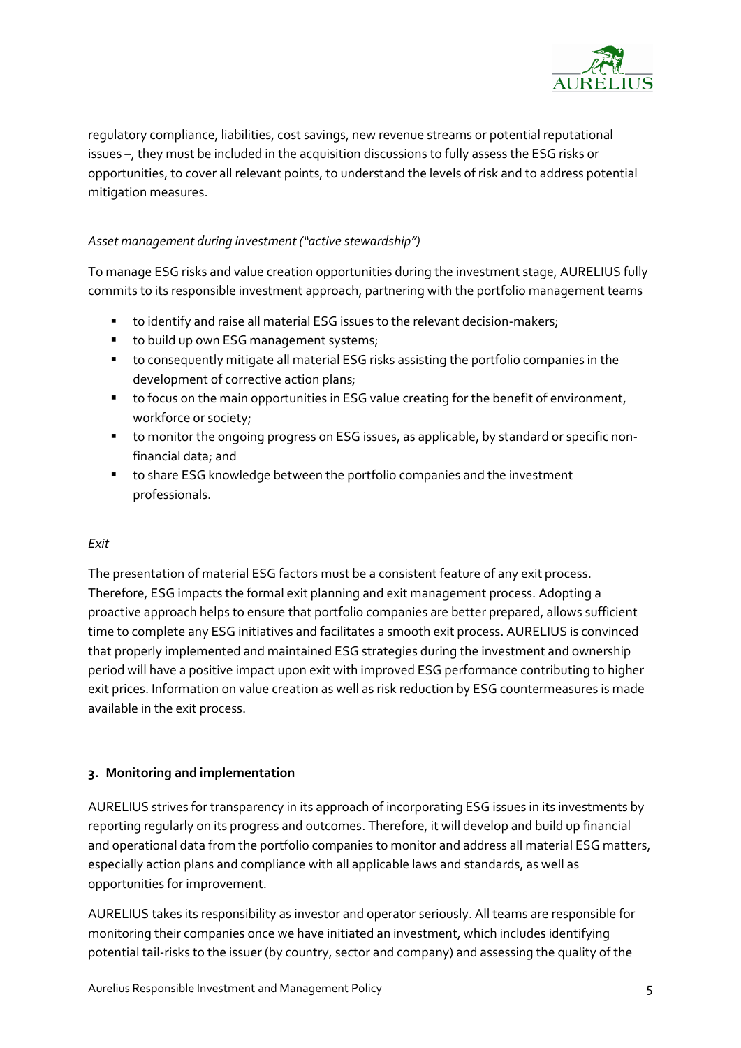regulatory compliance, liabilities, cost savings, new revenue streams or potential reputational issues –, they must be included in the acquisition discussions to fully assess the ESG risks or opportunities, to cover all relevant points, to understand the levels of risk and to address potential mitigation measures.

*Asset management during investment ("active stewardship")*

To manage ESG risks and value creation opportunities during the investment stage, AURELIUS fully commits to its responsible investment approach, partnering with the portfolio management teams

- to identify and raise all material ESG issues to the relevant decision-makers;
- to build up own ESG management systems;
- to consequently mitigate all material ESG risks assisting the portfolio companies in the development of corrective action plans;
- to focus on the main opportunities in ESG value creating for the benefit of environment, workforce or society;
- to monitor the ongoing progress on ESG issues, as applicable, by standard or specific non-financial data; and
- to share ESG knowledge between the portfolio companies and the investment professionals.

*Exit*

The presentation of material ESG factors must be a consistent feature of any exit process. Therefore, ESG impacts the formal exit planning and exit management process. Adopting a proactive approach helps to ensure that portfolio companies are better prepared, allows sufficient time to complete any ESG initiatives and facilitates a smooth exit process. AURELIUS is convinced that properly implemented and maintained ESG strategies during the investment and ownership period will have a positive impact upon exit with improved ESG performance contributing to higher exit prices. Information on value creation as well as risk reduction by ESG countermeasures is made available in the exit process.

## 3. Monitoring and implementation

AURELIUS strives for transparency in its approach of incorporating ESG issues in its investments by reporting regularly on its progress and outcomes. Therefore, it will develop and build up financial and operational data from the portfolio companies to monitor and address all material ESG matters, especially action plans and compliance with all applicable laws and standards, as well as opportunities for improvement.

AURELIUS takes its responsibility as investor and operator seriously. All teams are responsible for monitoring their companies once we have initiated an investment, which includes identifying potential tail-risks to the issuer (by country, sector and company) and assessing the quality of the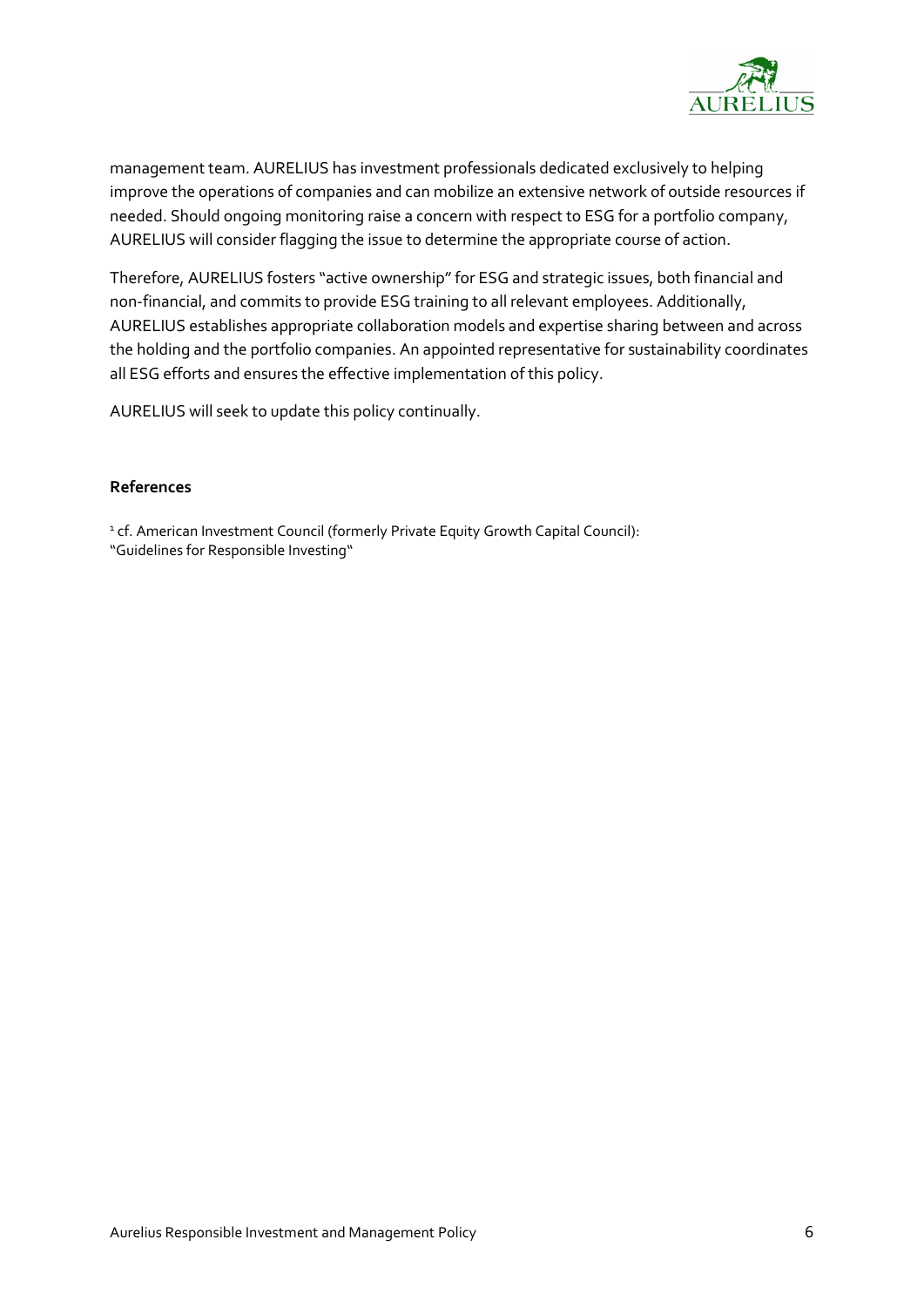management team. AURELIUS has investment professionals dedicated exclusively to helping improve the operations of companies and can mobilize an extensive network of outside resources if needed. Should ongoing monitoring raise a concern with respect to ESG for a portfolio company, AURELIUS will consider flagging the issue to determine the appropriate course of action.

Therefore, AURELIUS fosters "active ownership" for ESG and strategic issues, both financial and non-financial, and commits to provide ESG training to all relevant employees. Additionally, AURELIUS establishes appropriate collaboration models and expertise sharing between and across the holding and the portfolio companies. An appointed representative for sustainability coordinates all ESG efforts and ensures the effective implementation of this policy.

AURELIUS will seek to update this policy continually.

**References**

[1] cf. American Investment Council (formerly Private Equity Growth Capital Council): "Guidelines for Responsible Investing"